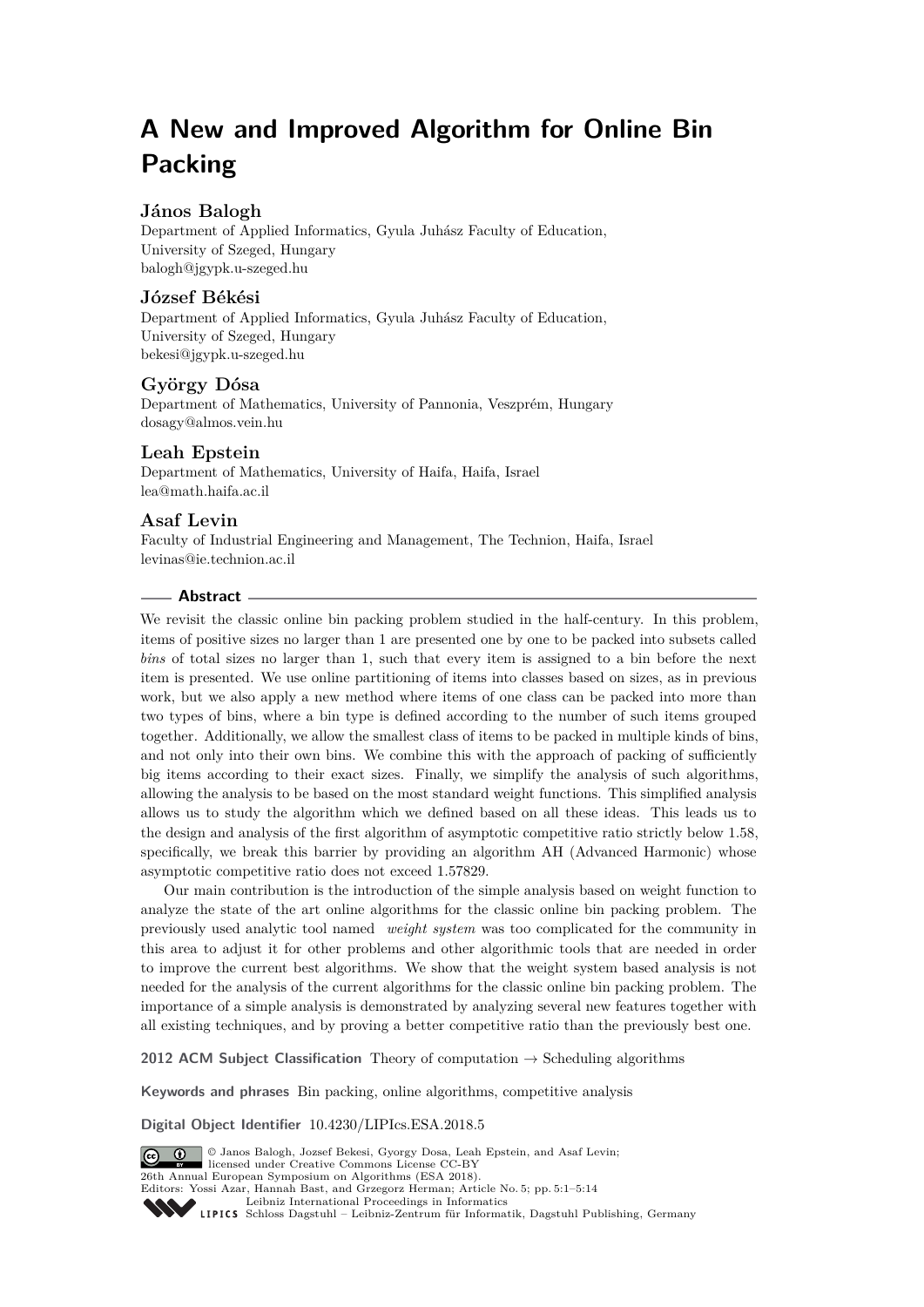# A New and Improved Algorithm for Online Bin Packing

### János Balogh

Department of Applied Informatics, Gyula Juhász Faculty of Education,
University of Szeged, Hungary
balogh@jgypk.u-szeged.hu

### József Békési

Department of Applied Informatics, Gyula Juhász Faculty of Education,
University of Szeged, Hungary
bekesi@jgypk.u-szeged.hu

### György Dósa

Department of Mathematics, University of Pannonia, Veszprém, Hungary
dosagy@almos.vein.hu

### Leah Epstein

Department of Mathematics, University of Haifa, Haifa, Israel
lea@math.haifa.ac.il

### Asaf Levin

Faculty of Industrial Engineering and Management, The Technion, Haifa, Israel
levinas@ie.technion.ac.il

## Abstract

We revisit the classic online bin packing problem studied in the half-century. In this problem, items of positive sizes no larger than 1 are presented one by one to be packed into subsets called *bins* of total sizes no larger than 1, such that every item is assigned to a bin before the next item is presented. We use online partitioning of items into classes based on sizes, as in previous work, but we also apply a new method where items of one class can be packed into more than two types of bins, where a bin type is defined according to the number of such items grouped together. Additionally, we allow the smallest class of items to be packed in multiple kinds of bins, and not only into their own bins. We combine this with the approach of packing of sufficiently big items according to their exact sizes. Finally, we simplify the analysis of such algorithms, allowing the analysis to be based on the most standard weight functions. This simplified analysis allows us to study the algorithm which we defined based on all these ideas. This leads us to the design and analysis of the first algorithm of asymptotic competitive ratio strictly below 1.58, specifically, we break this barrier by providing an algorithm AH (Advanced Harmonic) whose asymptotic competitive ratio does not exceed 1.57829.

Our main contribution is the introduction of the simple analysis based on weight function to analyze the state of the art online algorithms for the classic online bin packing problem. The previously used analytic tool named *weight system* was too complicated for the community in this area to adjust it for other problems and other algorithmic tools that are needed in order to improve the current best algorithms. We show that the weight system based analysis is not needed for the analysis of the current algorithms for the classic online bin packing problem. The importance of a simple analysis is demonstrated by analyzing several new features together with all existing techniques, and by proving a better competitive ratio than the previously best one.

**2012 ACM Subject Classification** Theory of computation → Scheduling algorithms

**Keywords and phrases** Bin packing, online algorithms, competitive analysis

**Digital Object Identifier** 10.4230/LIPIcs.ESA.2018.5

© Janos Balogh, Jozsef Bekesi, Gyorgy Dosa, Leah Epstein, and Asaf Levin;
licensed under Creative Commons License CC-BY
26th Annual European Symposium on Algorithms (ESA 2018).
Editors: Yossi Azar, Hannah Bast, and Grzegorz Herman; Article No. 5; pp. 5:1–5:14
Leibniz International Proceedings in Informatics
Schloss Dagstuhl – Leibniz-Zentrum für Informatik, Dagstuhl Publishing, Germany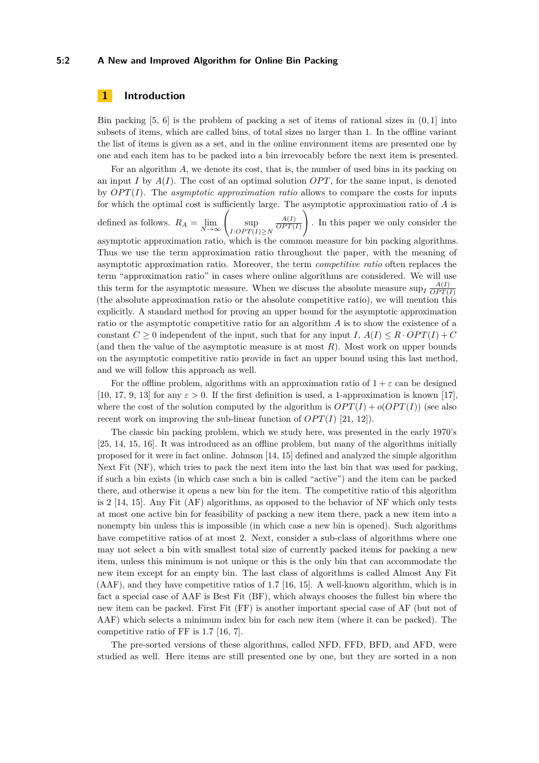## 1 Introduction

Bin packing [5, 6] is the problem of packing a set of items of rational sizes in $(0, 1]$ into subsets of items, which are called bins, of total sizes no larger than 1. In the offline variant the list of items is given as a set, and in the online environment items are presented one by one and each item has to be packed into a bin irrevocably before the next item is presented.

For an algorithm $A$, we denote its cost, that is, the number of used bins in its packing on an input $I$ by $A(I)$. The cost of an optimal solution $OPT$, for the same input, is denoted by $OPT(I)$. The *asymptotic approximation ratio* allows to compare the costs for inputs for which the optimal cost is sufficiently large. The asymptotic approximation ratio of $A$ is defined as follows. $R_A = \lim_{N \to \infty} \left( \sup_{I: OPT(I) \geq N} \frac{A(I)}{OPT(I)} \right)$. In this paper we only consider the asymptotic approximation ratio, which is the common measure for bin packing algorithms. Thus we use the term approximation ratio throughout the paper, with the meaning of asymptotic approximation ratio. Moreover, the term *competitive ratio* often replaces the term "approximation ratio" in cases where online algorithms are considered. We will use this term for the asymptotic measure. When we discuss the absolute measure $\sup_I \frac{A(I)}{OPT(I)}$ (the absolute approximation ratio or the absolute competitive ratio), we will mention this explicitly. A standard method for proving an upper bound for the asymptotic approximation ratio or the asymptotic competitive ratio for an algorithm $A$ is to show the existence of a constant $C \geq 0$ independent of the input, such that for any input $I$, $A(I) \leq R \cdot OPT(I) + C$ (and then the value of the asymptotic measure is at most $R$). Most work on upper bounds on the asymptotic competitive ratio provide in fact an upper bound using this last method, and we will follow this approach as well.

For the offline problem, algorithms with an approximation ratio of $1 + \varepsilon$ can be designed [10, 17, 9, 13] for any $\varepsilon > 0$. If the first definition is used, a 1-approximation is known [17], where the cost of the solution computed by the algorithm is $OPT(I) + o(OPT(I))$ (see also recent work on improving the sub-linear function of $OPT(I)$ [21, 12]).

The classic bin packing problem, which we study here, was presented in the early 1970's [25, 14, 15, 16]. It was introduced as an offline problem, but many of the algorithms initially proposed for it were in fact online. Johnson [14, 15] defined and analyzed the simple algorithm Next Fit (NF), which tries to pack the next item into the last bin that was used for packing, if such a bin exists (in which case such a bin is called "active") and the item can be packed there, and otherwise it opens a new bin for the item. The competitive ratio of this algorithm is 2 [14, 15]. Any Fit (AF) algorithms, as opposed to the behavior of NF which only tests at most one active bin for feasibility of packing a new item there, pack a new item into a nonempty bin unless this is impossible (in which case a new bin is opened). Such algorithms have competitive ratios of at most 2. Next, consider a sub-class of algorithms where one may not select a bin with smallest total size of currently packed items for packing a new item, unless this minimum is not unique or this is the only bin that can accommodate the new item except for an empty bin. The last class of algorithms is called Almost Any Fit (AAF), and they have competitive ratios of 1.7 [16, 15]. A well-known algorithm, which is in fact a special case of AAF is Best Fit (BF), which always chooses the fullest bin where the new item can be packed. First Fit (FF) is another important special case of AF (but not of AAF) which selects a minimum index bin for each new item (where it can be packed). The competitive ratio of FF is 1.7 [16, 7].

The pre-sorted versions of these algorithms, called NFD, FFD, BFD, and AFD, were studied as well. Here items are still presented one by one, but they are sorted in a non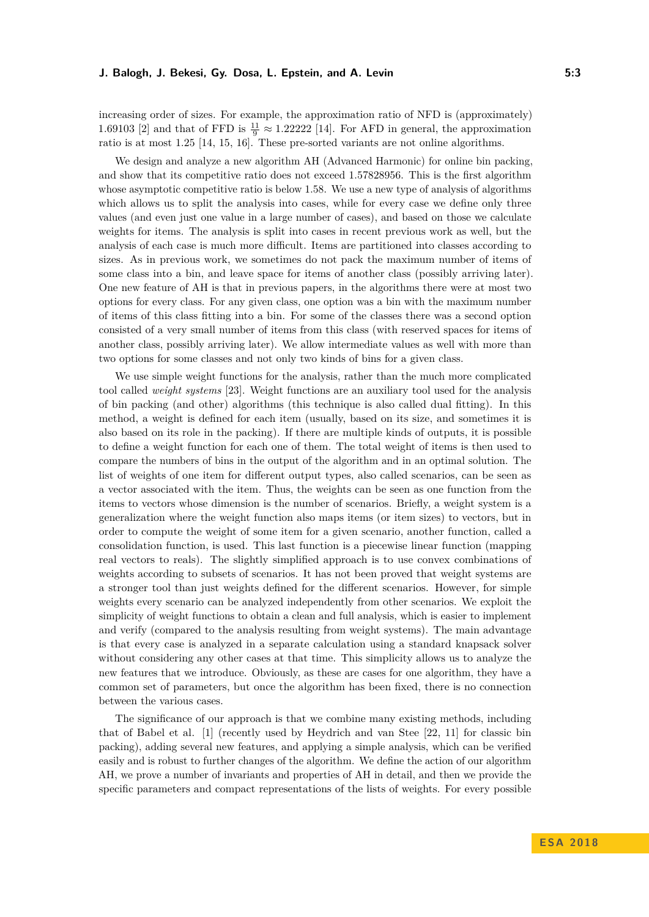increasing order of sizes. For example, the approximation ratio of NFD is (approximately) 1.69103 [2] and that of FFD is $\frac{11}{9} \approx 1.22222$ [14]. For AFD in general, the approximation ratio is at most 1.25 [14, 15, 16]. These pre-sorted variants are not online algorithms.

We design and analyze a new algorithm AH (Advanced Harmonic) for online bin packing, and show that its competitive ratio does not exceed 1.57828956. This is the first algorithm whose asymptotic competitive ratio is below 1.58. We use a new type of analysis of algorithms which allows us to split the analysis into cases, while for every case we define only three values (and even just one value in a large number of cases), and based on those we calculate weights for items. The analysis is split into cases in recent previous work as well, but the analysis of each case is much more difficult. Items are partitioned into classes according to sizes. As in previous work, we sometimes do not pack the maximum number of items of some class into a bin, and leave space for items of another class (possibly arriving later). One new feature of AH is that in previous papers, in the algorithms there were at most two options for every class. For any given class, one option was a bin with the maximum number of items of this class fitting into a bin. For some of the classes there was a second option consisted of a very small number of items from this class (with reserved spaces for items of another class, possibly arriving later). We allow intermediate values as well with more than two options for some classes and not only two kinds of bins for a given class.

We use simple weight functions for the analysis, rather than the much more complicated tool called *weight systems* [23]. Weight functions are an auxiliary tool used for the analysis of bin packing (and other) algorithms (this technique is also called dual fitting). In this method, a weight is defined for each item (usually, based on its size, and sometimes it is also based on its role in the packing). If there are multiple kinds of outputs, it is possible to define a weight function for each one of them. The total weight of items is then used to compare the numbers of bins in the output of the algorithm and in an optimal solution. The list of weights of one item for different output types, also called scenarios, can be seen as a vector associated with the item. Thus, the weights can be seen as one function from the items to vectors whose dimension is the number of scenarios. Briefly, a weight system is a generalization where the weight function also maps items (or item sizes) to vectors, but in order to compute the weight of some item for a given scenario, another function, called a consolidation function, is used. This last function is a piecewise linear function (mapping real vectors to reals). The slightly simplified approach is to use convex combinations of weights according to subsets of scenarios. It has not been proved that weight systems are a stronger tool than just weights defined for the different scenarios. However, for simple weights every scenario can be analyzed independently from other scenarios. We exploit the simplicity of weight functions to obtain a clean and full analysis, which is easier to implement and verify (compared to the analysis resulting from weight systems). The main advantage is that every case is analyzed in a separate calculation using a standard knapsack solver without considering any other cases at that time. This simplicity allows us to analyze the new features that we introduce. Obviously, as these are cases for one algorithm, they have a common set of parameters, but once the algorithm has been fixed, there is no connection between the various cases.

The significance of our approach is that we combine many existing methods, including that of Babel et al. [1] (recently used by Heydrich and van Stee [22, 11] for classic bin packing), adding several new features, and applying a simple analysis, which can be verified easily and is robust to further changes of the algorithm. We define the action of our algorithm AH, we prove a number of invariants and properties of AH in detail, and then we provide the specific parameters and compact representations of the lists of weights. For every possible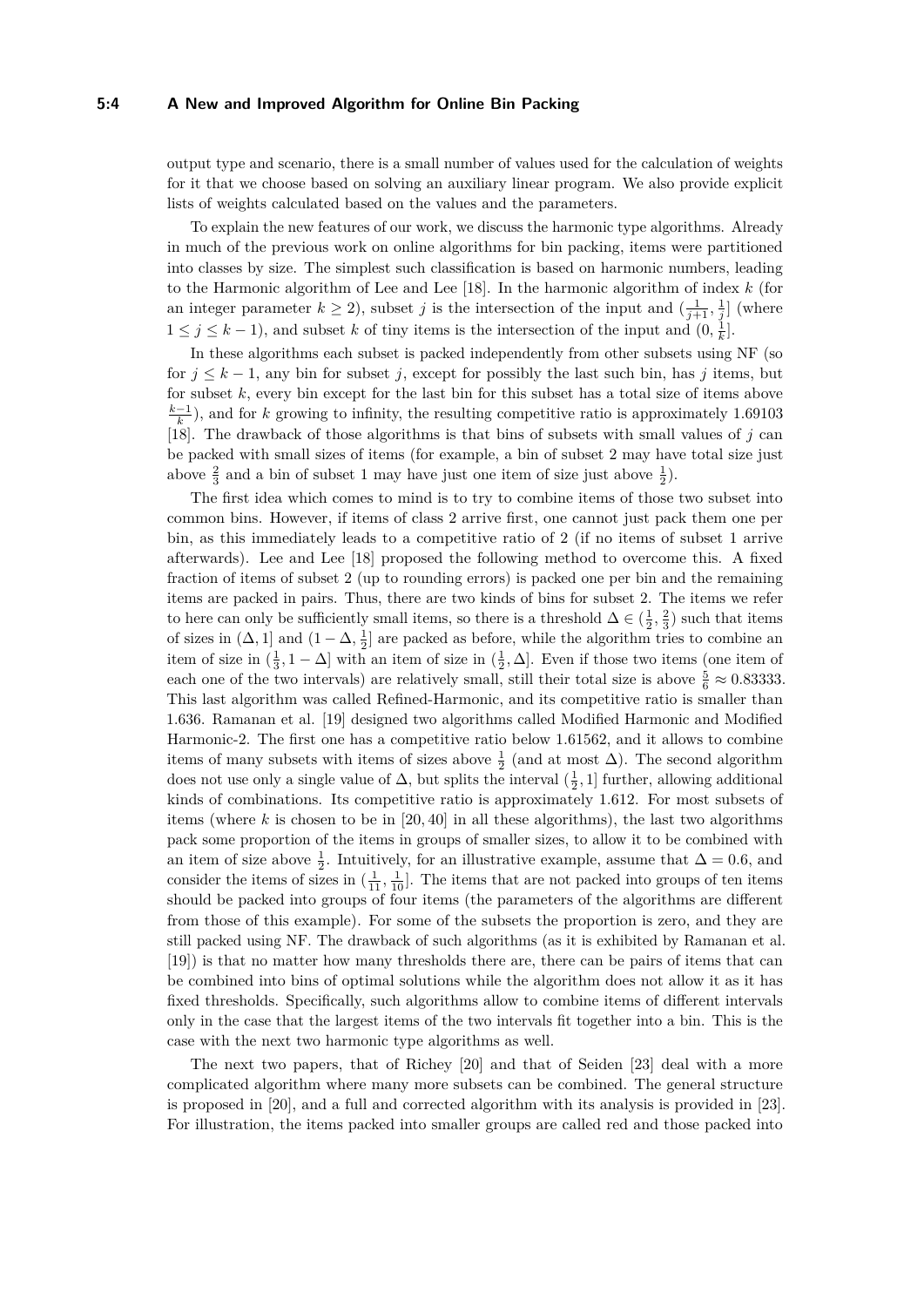output type and scenario, there is a small number of values used for the calculation of weights for it that we choose based on solving an auxiliary linear program. We also provide explicit lists of weights calculated based on the values and the parameters.

To explain the new features of our work, we discuss the harmonic type algorithms. Already in much of the previous work on online algorithms for bin packing, items were partitioned into classes by size. The simplest such classification is based on harmonic numbers, leading to the Harmonic algorithm of Lee and Lee [18]. In the harmonic algorithm of index $k$ (for an integer parameter $k \geq 2$), subset $j$ is the intersection of the input and $(\frac{1}{j+1}, \frac{1}{j}]$ (where $1 \leq j \leq k-1$), and subset $k$ of tiny items is the intersection of the input and $(0, \frac{1}{k}]$.

In these algorithms each subset is packed independently from other subsets using NF (so for $j \leq k-1$, any bin for subset $j$, except for possibly the last such bin, has $j$ items, but for subset $k$, every bin except for the last bin for this subset has a total size of items above $\frac{k-1}{k}$), and for $k$ growing to infinity, the resulting competitive ratio is approximately 1.69103 [18]. The drawback of those algorithms is that bins of subsets with small values of $j$ can be packed with small sizes of items (for example, a bin of subset 2 may have total size just above $\frac{2}{3}$ and a bin of subset 1 may have just one item of size just above $\frac{1}{2}$).

The first idea which comes to mind is to try to combine items of those two subset into common bins. However, if items of class 2 arrive first, one cannot just pack them one per bin, as this immediately leads to a competitive ratio of 2 (if no items of subset 1 arrive afterwards). Lee and Lee [18] proposed the following method to overcome this. A fixed fraction of items of subset 2 (up to rounding errors) is packed one per bin and the remaining items are packed in pairs. Thus, there are two kinds of bins for subset 2. The items we refer to here can only be sufficiently small items, so there is a threshold $\Delta \in (\frac{1}{2}, \frac{2}{3})$ such that items of sizes in $(\Delta, 1]$ and $(1-\Delta, \frac{1}{2}]$ are packed as before, while the algorithm tries to combine an item of size in $(\frac{1}{3}, 1-\Delta]$ with an item of size in $(\frac{1}{2}, \Delta]$. Even if those two items (one item of each one of the two intervals) are relatively small, still their total size is above $\frac{5}{6} \approx 0.83333$. This last algorithm was called Refined-Harmonic, and its competitive ratio is smaller than 1.636. Ramanan et al. [19] designed two algorithms called Modified Harmonic and Modified Harmonic-2. The first one has a competitive ratio below 1.61562, and it allows to combine items of many subsets with items of sizes above $\frac{1}{2}$ (and at most $\Delta$). The second algorithm does not use only a single value of $\Delta$, but splits the interval $(\frac{1}{2}, 1]$ further, allowing additional kinds of combinations. Its competitive ratio is approximately 1.612. For most subsets of items (where $k$ is chosen to be in $[20, 40]$ in all these algorithms), the last two algorithms pack some proportion of the items in groups of smaller sizes, to allow it to be combined with an item of size above $\frac{1}{2}$. Intuitively, for an illustrative example, assume that $\Delta = 0.6$, and consider the items of sizes in $(\frac{1}{11}, \frac{1}{10}]$. The items that are not packed into groups of ten items should be packed into groups of four items (the parameters of the algorithms are different from those of this example). For some of the subsets the proportion is zero, and they are still packed using NF. The drawback of such algorithms (as it is exhibited by Ramanan et al. [19]) is that no matter how many thresholds there are, there can be pairs of items that can be combined into bins of optimal solutions while the algorithm does not allow it as it has fixed thresholds. Specifically, such algorithms allow to combine items of different intervals only in the case that the largest items of the two intervals fit together into a bin. This is the case with the next two harmonic type algorithms as well.

The next two papers, that of Richey [20] and that of Seiden [23] deal with a more complicated algorithm where many more subsets can be combined. The general structure is proposed in [20], and a full and corrected algorithm with its analysis is provided in [23]. For illustration, the items packed into smaller groups are called red and those packed into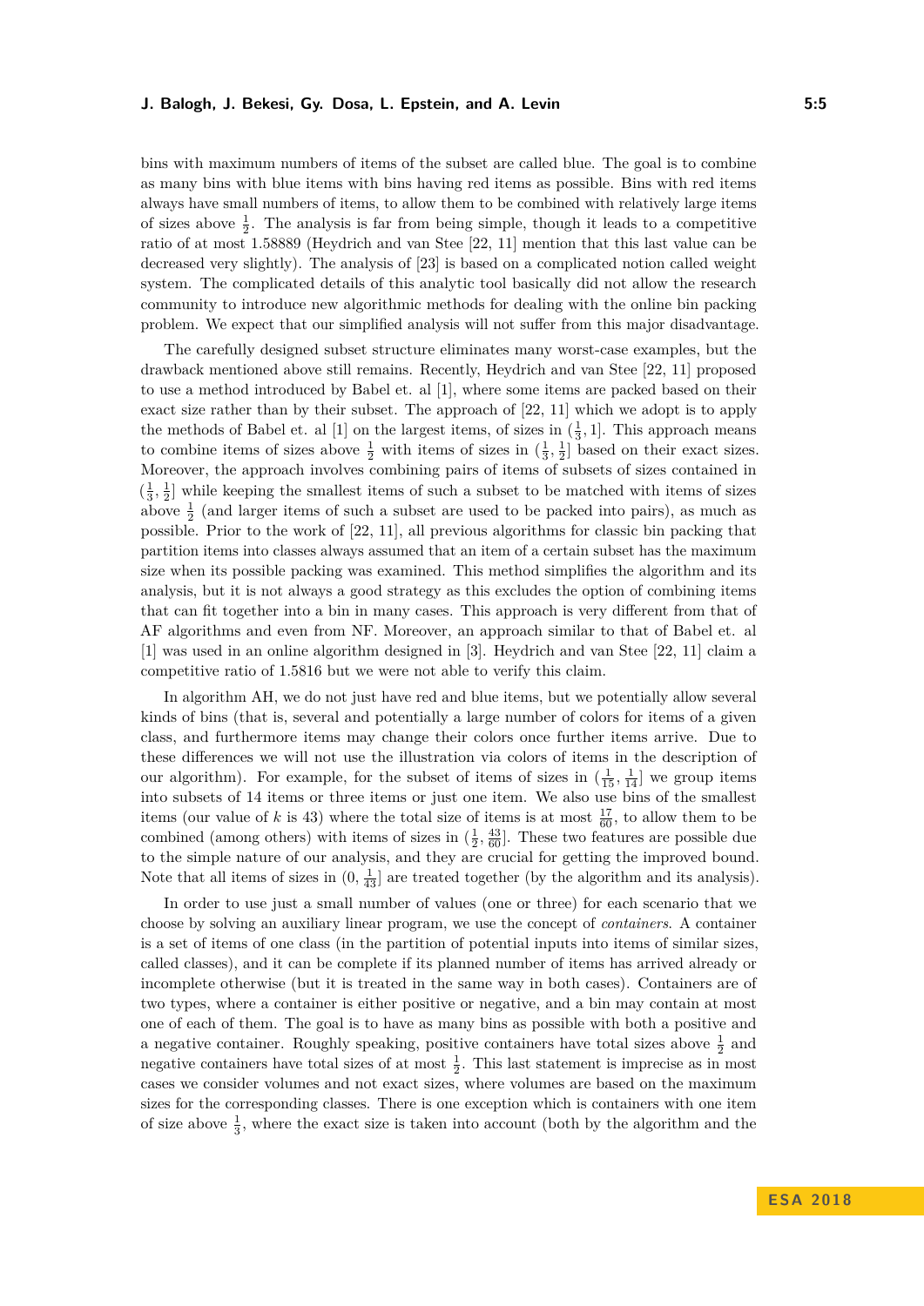bins with maximum numbers of items of the subset are called blue. The goal is to combine as many bins with blue items with bins having red items as possible. Bins with red items always have small numbers of items, to allow them to be combined with relatively large items of sizes above $\frac{1}{2}$. The analysis is far from being simple, though it leads to a competitive ratio of at most 1.58889 (Heydrich and van Stee [22, 11] mention that this last value can be decreased very slightly). The analysis of [23] is based on a complicated notion called weight system. The complicated details of this analytic tool basically did not allow the research community to introduce new algorithmic methods for dealing with the online bin packing problem. We expect that our simplified analysis will not suffer from this major disadvantage.

The carefully designed subset structure eliminates many worst-case examples, but the drawback mentioned above still remains. Recently, Heydrich and van Stee [22, 11] proposed to use a method introduced by Babel et. al [1], where some items are packed based on their exact size rather than by their subset. The approach of [22, 11] which we adopt is to apply the methods of Babel et. al [1] on the largest items, of sizes in $(\frac{1}{3}, 1]$. This approach means to combine items of sizes above $\frac{1}{2}$ with items of sizes in $(\frac{1}{3}, \frac{1}{2}]$ based on their exact sizes. Moreover, the approach involves combining pairs of items of subsets of sizes contained in $(\frac{1}{3}, \frac{1}{2}]$ while keeping the smallest items of such a subset to be matched with items of sizes above $\frac{1}{2}$ (and larger items of such a subset are used to be packed into pairs), as much as possible. Prior to the work of [22, 11], all previous algorithms for classic bin packing that partition items into classes always assumed that an item of a certain subset has the maximum size when its possible packing was examined. This method simplifies the algorithm and its analysis, but it is not always a good strategy as this excludes the option of combining items that can fit together into a bin in many cases. This approach is very different from that of AF algorithms and even from NF. Moreover, an approach similar to that of Babel et. al [1] was used in an online algorithm designed in [3]. Heydrich and van Stee [22, 11] claim a competitive ratio of 1.5816 but we were not able to verify this claim.

In algorithm AH, we do not just have red and blue items, but we potentially allow several kinds of bins (that is, several and potentially a large number of colors for items of a given class, and furthermore items may change their colors once further items arrive. Due to these differences we will not use the illustration via colors of items in the description of our algorithm). For example, for the subset of items of sizes in $(\frac{1}{15}, \frac{1}{14}]$ we group items into subsets of 14 items or three items or just one item. We also use bins of the smallest items (our value of $k$ is 43) where the total size of items is at most $\frac{17}{60}$, to allow them to be combined (among others) with items of sizes in $(\frac{1}{2}, \frac{43}{60}]$. These two features are possible due to the simple nature of our analysis, and they are crucial for getting the improved bound. Note that all items of sizes in $(0, \frac{1}{43}]$ are treated together (by the algorithm and its analysis).

In order to use just a small number of values (one or three) for each scenario that we choose by solving an auxiliary linear program, we use the concept of *containers*. A container is a set of items of one class (in the partition of potential inputs into items of similar sizes, called classes), and it can be complete if its planned number of items has arrived already or incomplete otherwise (but it is treated in the same way in both cases). Containers are of two types, where a container is either positive or negative, and a bin may contain at most one of each of them. The goal is to have as many bins as possible with both a positive and a negative container. Roughly speaking, positive containers have total sizes above $\frac{1}{2}$ and negative containers have total sizes of at most $\frac{1}{2}$. This last statement is imprecise as in most cases we consider volumes and not exact sizes, where volumes are based on the maximum sizes for the corresponding classes. There is one exception which is containers with one item of size above $\frac{1}{3}$, where the exact size is taken into account (both by the algorithm and the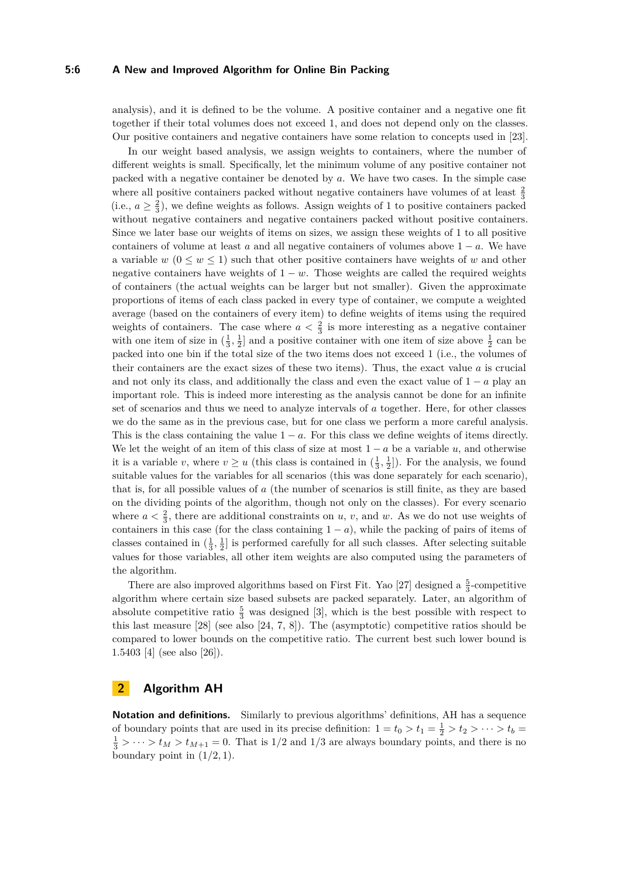analysis), and it is defined to be the volume. A positive container and a negative one fit together if their total volumes does not exceed 1, and does not depend only on the classes. Our positive containers and negative containers have some relation to concepts used in [23].

In our weight based analysis, we assign weights to containers, where the number of different weights is small. Specifically, let the minimum volume of any positive container not packed with a negative container be denoted by $a$. We have two cases. In the simple case where all positive containers packed without negative containers have volumes of at least $\frac{2}{3}$ (i.e., $a \geq \frac{2}{3}$), we define weights as follows. Assign weights of 1 to positive containers packed without negative containers and negative containers packed without positive containers. Since we later base our weights of items on sizes, we assign these weights of 1 to all positive containers of volume at least $a$ and all negative containers of volumes above $1-a$. We have a variable $w$ ($0 \leq w \leq 1$) such that other positive containers have weights of $w$ and other negative containers have weights of $1-w$. Those weights are called the required weights of containers (the actual weights can be larger but not smaller). Given the approximate proportions of items of each class packed in every type of container, we compute a weighted average (based on the containers of every item) to define weights of items using the required weights of containers. The case where $a < \frac{2}{3}$ is more interesting as a negative container with one item of size in $(\frac{1}{3}, \frac{1}{2}]$ and a positive container with one item of size above $\frac{1}{2}$ can be packed into one bin if the total size of the two items does not exceed 1 (i.e., the volumes of their containers are the exact sizes of these two items). Thus, the exact value $a$ is crucial and not only its class, and additionally the class and even the exact value of $1-a$ play an important role. This is indeed more interesting as the analysis cannot be done for an infinite set of scenarios and thus we need to analyze intervals of $a$ together. Here, for other classes we do the same as in the previous case, but for one class we perform a more careful analysis. This is the class containing the value $1-a$. For this class we define weights of items directly. We let the weight of an item of this class of size at most $1-a$ be a variable $u$, and otherwise it is a variable $v$, where $v \geq u$ (this class is contained in $(\frac{1}{3}, \frac{1}{2}]$). For the analysis, we found suitable values for the variables for all scenarios (this was done separately for each scenario), that is, for all possible values of $a$ (the number of scenarios is still finite, as they are based on the dividing points of the algorithm, though not only on the classes). For every scenario where $a < \frac{2}{3}$, there are additional constraints on $u$, $v$, and $w$. As we do not use weights of containers in this case (for the class containing $1-a$), while the packing of pairs of items of classes contained in $(\frac{1}{3}, \frac{1}{2}]$ is performed carefully for all such classes. After selecting suitable values for those variables, all other item weights are also computed using the parameters of the algorithm.

There are also improved algorithms based on First Fit. Yao [27] designed a $\frac{5}{3}$-competitive algorithm where certain size based subsets are packed separately. Later, an algorithm of absolute competitive ratio $\frac{5}{3}$ was designed [3], which is the best possible with respect to this last measure [28] (see also [24, 7, 8]). The (asymptotic) competitive ratios should be compared to lower bounds on the competitive ratio. The current best such lower bound is 1.5403 [4] (see also [26]).

## 2 Algorithm AH

**Notation and definitions.** Similarly to previous algorithms' definitions, AH has a sequence of boundary points that are used in its precise definition: $1 = t_0 > t_1 = \frac{1}{2} > t_2 > \cdots > t_b = \frac{1}{3} > \cdots > t_M > t_{M+1} = 0$. That is 1/2 and 1/3 are always boundary points, and there is no boundary point in $(1/2, 1)$.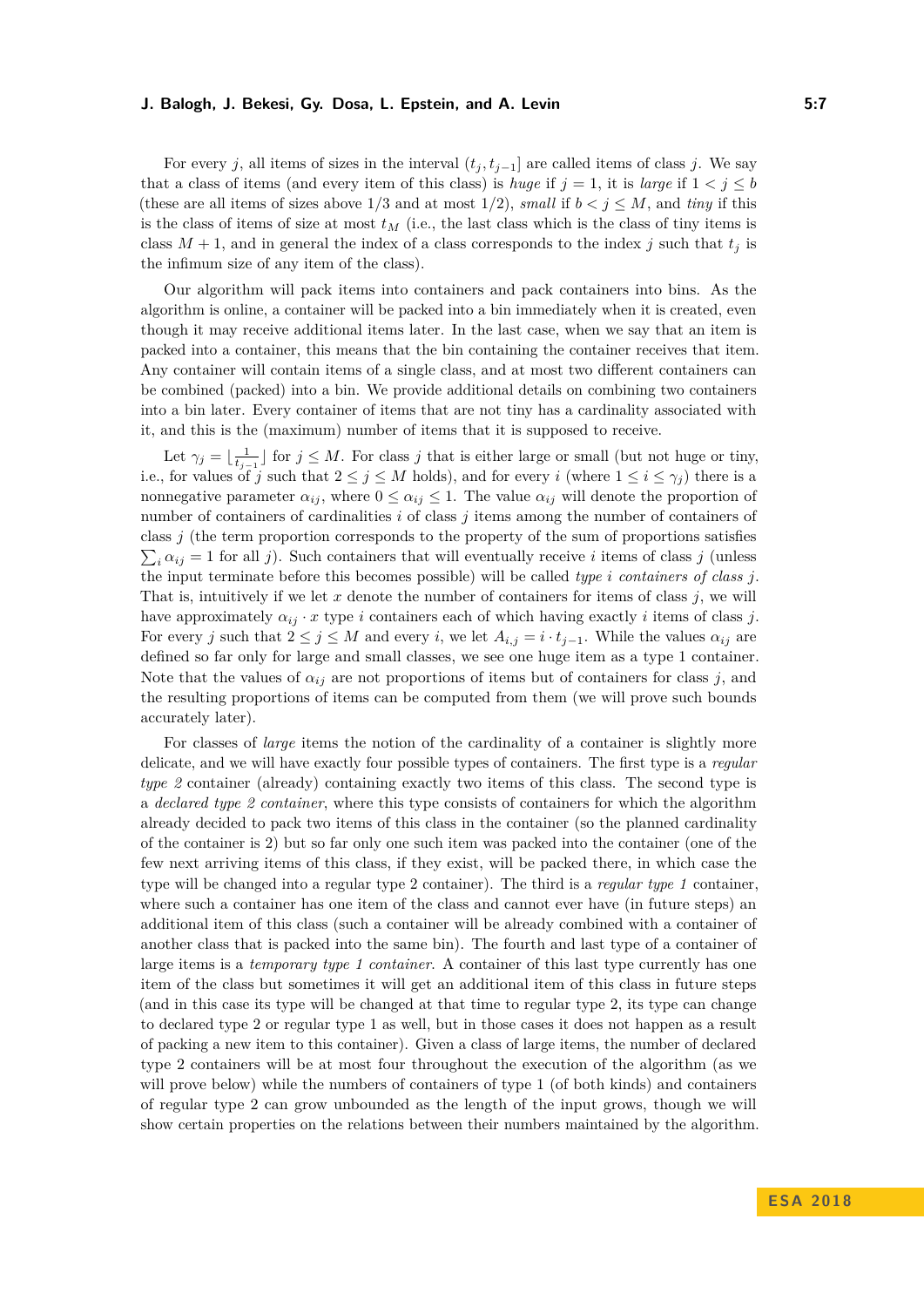For every $j$, all items of sizes in the interval $(t_j, t_{j-1}]$ are called items of class $j$. We say that a class of items (and every item of this class) is *huge* if $j = 1$, it is *large* if $1 < j \leq b$ (these are all items of sizes above 1/3 and at most 1/2), *small* if $b < j \leq M$, and *tiny* if this is the class of items of size at most $t_M$ (i.e., the last class which is the class of tiny items is class $M + 1$, and in general the index of a class corresponds to the index $j$ such that $t_j$ is the infimum size of any item of the class).

Our algorithm will pack items into containers and pack containers into bins. As the algorithm is online, a container will be packed into a bin immediately when it is created, even though it may receive additional items later. In the last case, when we say that an item is packed into a container, this means that the bin containing the container receives that item. Any container will contain items of a single class, and at most two different containers can be combined (packed) into a bin. We provide additional details on combining two containers into a bin later. Every container of items that are not tiny has a cardinality associated with it, and this is the (maximum) number of items that it is supposed to receive.

Let $\gamma_j = \lfloor \frac{1}{t_{j-1}} \rfloor$ for $j \leq M$. For class $j$ that is either large or small (but not huge or tiny, i.e., for values of $j$ such that $2 \leq j \leq M$ holds), and for every $i$ (where $1 \leq i \leq \gamma_j$) there is a nonnegative parameter $\alpha_{ij}$, where $0 \leq \alpha_{ij} \leq 1$. The value $\alpha_{ij}$ will denote the proportion of number of containers of cardinalities $i$ of class $j$ items among the number of containers of class $j$ (the term proportion corresponds to the property of the sum of proportions satisfies $\sum_i \alpha_{ij} = 1$ for all $j$). Such containers that will eventually receive $i$ items of class $j$ (unless the input terminate before this becomes possible) will be called *type $i$ containers of class $j$*. That is, intuitively if we let $x$ denote the number of containers for items of class $j$, we will have approximately $\alpha_{ij} \cdot x$ type $i$ containers each of which having exactly $i$ items of class $j$. For every $j$ such that $2 \leq j \leq M$ and every $i$, we let $A_{i,j} = i \cdot t_{j-1}$. While the values $\alpha_{ij}$ are defined so far only for large and small classes, we see one huge item as a type 1 container. Note that the values of $\alpha_{ij}$ are not proportions of items but of containers for class $j$, and the resulting proportions of items can be computed from them (we will prove such bounds accurately later).

For classes of *large* items the notion of the cardinality of a container is slightly more delicate, and we will have exactly four possible types of containers. The first type is a *regular type 2* container (already) containing exactly two items of this class. The second type is a *declared type 2 container*, where this type consists of containers for which the algorithm already decided to pack two items of this class in the container (so the planned cardinality of the container is 2) but so far only one such item was packed into the container (one of the few next arriving items of this class, if they exist, will be packed there, in which case the type will be changed into a regular type 2 container). The third is a *regular type 1* container, where such a container has one item of the class and cannot ever have (in future steps) an additional item of this class (such a container will be already combined with a container of another class that is packed into the same bin). The fourth and last type of a container of large items is a *temporary type 1 container*. A container of this last type currently has one item of the class but sometimes it will get an additional item of this class in future steps (and in this case its type will be changed at that time to regular type 2, its type can change to declared type 2 or regular type 1 as well, but in those cases it does not happen as a result of packing a new item to this container). Given a class of large items, the number of declared type 2 containers will be at most four throughout the execution of the algorithm (as we will prove below) while the numbers of containers of type 1 (of both kinds) and containers of regular type 2 can grow unbounded as the length of the input grows, though we will show certain properties on the relations between their numbers maintained by the algorithm.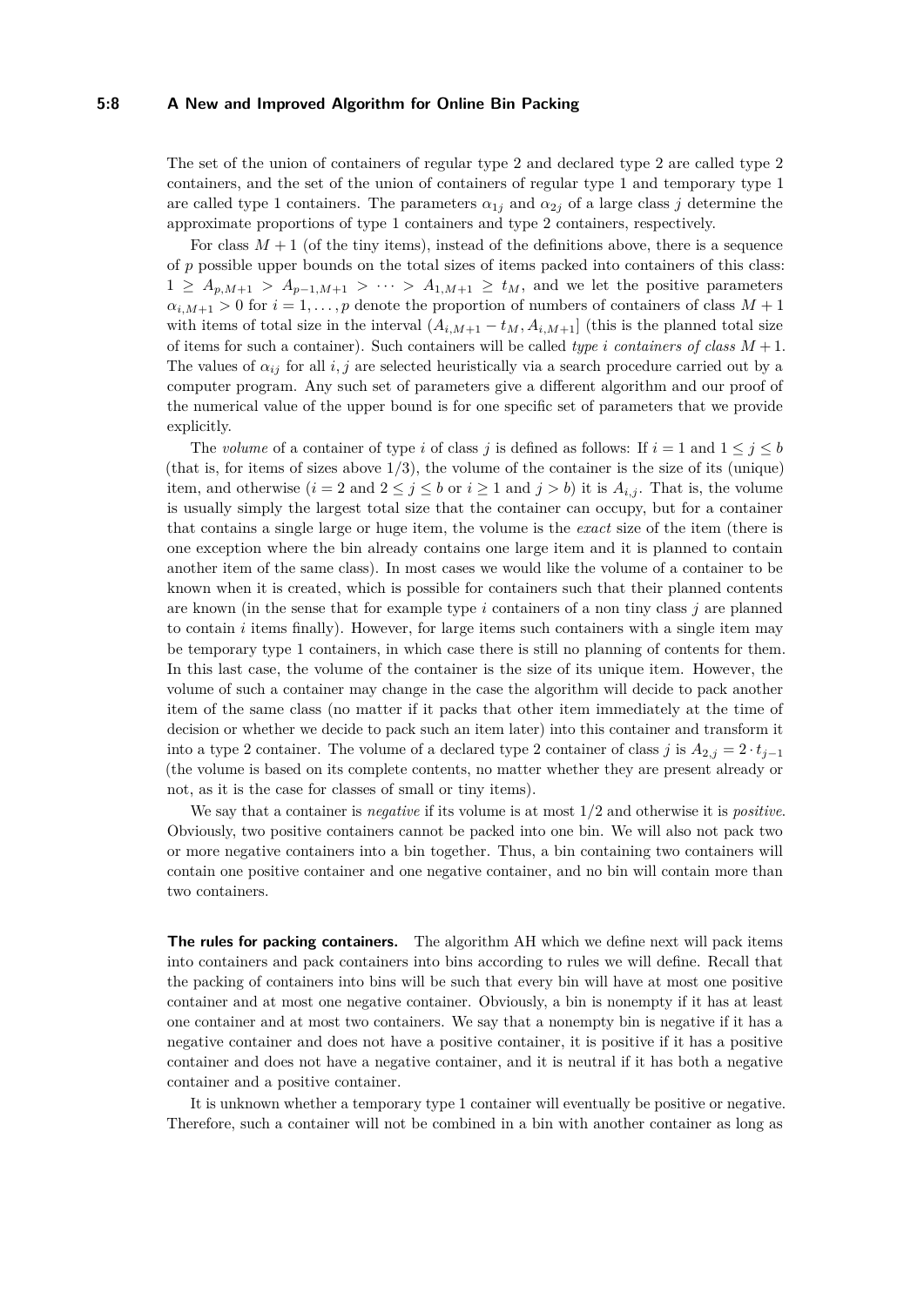The set of the union of containers of regular type 2 and declared type 2 are called type 2 containers, and the set of the union of containers of regular type 1 and temporary type 1 are called type 1 containers. The parameters $\alpha_{1j}$ and $\alpha_{2j}$ of a large class $j$ determine the approximate proportions of type 1 containers and type 2 containers, respectively.

For class $M+1$ (of the tiny items), instead of the definitions above, there is a sequence of $p$ possible upper bounds on the total sizes of items packed into containers of this class: $1 \geq A_{p,M+1} > A_{p-1,M+1} > \cdots > A_{1,M+1} \geq t_M$, and we let the positive parameters $\alpha_{i,M+1} > 0$ for $i = 1, \ldots, p$ denote the proportion of numbers of containers of class $M+1$ with items of total size in the interval $(A_{i,M+1} - t_M, A_{i,M+1}]$ (this is the planned total size of items for such a container). Such containers will be called *type $i$ containers of class $M+1$*. The values of $\alpha_{ij}$ for all $i, j$ are selected heuristically via a search procedure carried out by a computer program. Any such set of parameters give a different algorithm and our proof of the numerical value of the upper bound is for one specific set of parameters that we provide explicitly.

The *volume* of a container of type $i$ of class $j$ is defined as follows: If $i = 1$ and $1 \leq j \leq b$ (that is, for items of sizes above $1/3$), the volume of the container is the size of its (unique) item, and otherwise ($i = 2$ and $2 \leq j \leq b$ or $i \geq 1$ and $j > b$) it is $A_{i,j}$. That is, the volume is usually simply the largest total size that the container can occupy, but for a container that contains a single large or huge item, the volume is the *exact* size of the item (there is one exception where the bin already contains one large item and it is planned to contain another item of the same class). In most cases we would like the volume of a container to be known when it is created, which is possible for containers such that their planned contents are known (in the sense that for example type $i$ containers of a non tiny class $j$ are planned to contain $i$ items finally). However, for large items such containers with a single item may be temporary type 1 containers, in which case there is still no planning of contents for them. In this last case, the volume of the container is the size of its unique item. However, the volume of such a container may change in the case the algorithm will decide to pack another item of the same class (no matter if it packs that other item immediately at the time of decision or whether we decide to pack such an item later) into this container and transform it into a type 2 container. The volume of a declared type 2 container of class $j$ is $A_{2,j} = 2 \cdot t_{j-1}$ (the volume is based on its complete contents, no matter whether they are present already or not, as it is the case for classes of small or tiny items).

We say that a container is *negative* if its volume is at most $1/2$ and otherwise it is *positive*. Obviously, two positive containers cannot be packed into one bin. We will also not pack two or more negative containers into a bin together. Thus, a bin containing two containers will contain one positive container and one negative container, and no bin will contain more than two containers.

**The rules for packing containers.** The algorithm AH which we define next will pack items into containers and pack containers into bins according to rules we will define. Recall that the packing of containers into bins will be such that every bin will have at most one positive container and at most one negative container. Obviously, a bin is nonempty if it has at least one container and at most two containers. We say that a nonempty bin is negative if it has a negative container and does not have a positive container, it is positive if it has a positive container and does not have a negative container, and it is neutral if it has both a negative container and a positive container.

It is unknown whether a temporary type 1 container will eventually be positive or negative. Therefore, such a container will not be combined in a bin with another container as long as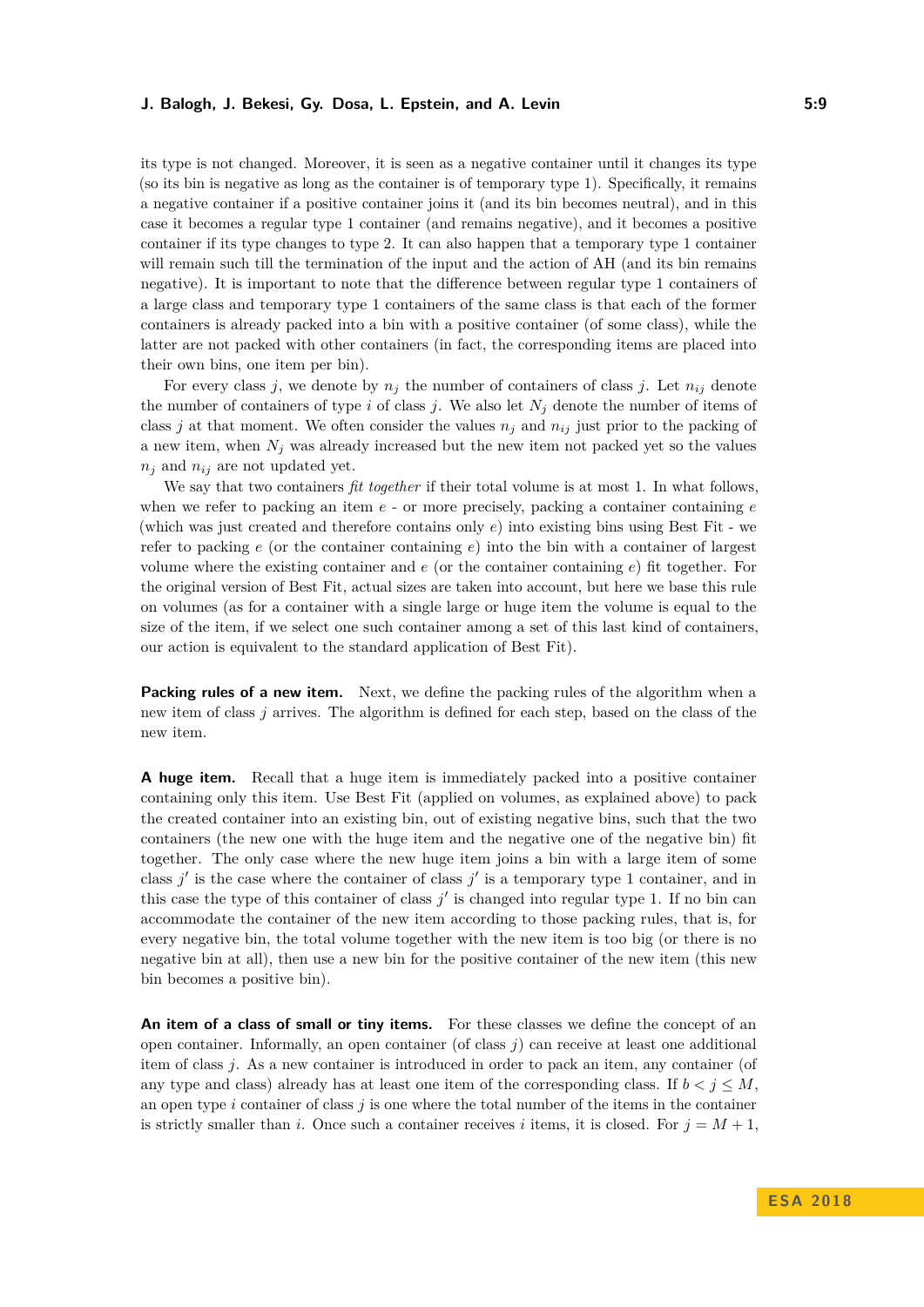its type is not changed. Moreover, it is seen as a negative container until it changes its type (so its bin is negative as long as the container is of temporary type 1). Specifically, it remains a negative container if a positive container joins it (and its bin becomes neutral), and in this case it becomes a regular type 1 container (and remains negative), and it becomes a positive container if its type changes to type 2. It can also happen that a temporary type 1 container will remain such till the termination of the input and the action of AH (and its bin remains negative). It is important to note that the difference between regular type 1 containers of a large class and temporary type 1 containers of the same class is that each of the former containers is already packed into a bin with a positive container (of some class), while the latter are not packed with other containers (in fact, the corresponding items are placed into their own bins, one item per bin).

For every class $j$, we denote by $n_j$ the number of containers of class $j$. Let $n_{ij}$ denote the number of containers of type $i$ of class $j$. We also let $N_j$ denote the number of items of class $j$ at that moment. We often consider the values $n_j$ and $n_{ij}$ just prior to the packing of a new item, when $N_j$ was already increased but the new item not packed yet so the values $n_j$ and $n_{ij}$ are not updated yet.

We say that two containers *fit together* if their total volume is at most 1. In what follows, when we refer to packing an item $e$ - or more precisely, packing a container containing $e$ (which was just created and therefore contains only $e$) into existing bins using Best Fit - we refer to packing $e$ (or the container containing $e$) into the bin with a container of largest volume where the existing container and $e$ (or the container containing $e$) fit together. For the original version of Best Fit, actual sizes are taken into account, but here we base this rule on volumes (as for a container with a single large or huge item the volume is equal to the size of the item, if we select one such container among a set of this last kind of containers, our action is equivalent to the standard application of Best Fit).

**Packing rules of a new item.** Next, we define the packing rules of the algorithm when a new item of class $j$ arrives. The algorithm is defined for each step, based on the class of the new item.

**A huge item.** Recall that a huge item is immediately packed into a positive container containing only this item. Use Best Fit (applied on volumes, as explained above) to pack the created container into an existing bin, out of existing negative bins, such that the two containers (the new one with the huge item and the negative one of the negative bin) fit together. The only case where the new huge item joins a bin with a large item of some class $j'$ is the case where the container of class $j'$ is a temporary type 1 container, and in this case the type of this container of class $j'$ is changed into regular type 1. If no bin can accommodate the container of the new item according to those packing rules, that is, for every negative bin, the total volume together with the new item is too big (or there is no negative bin at all), then use a new bin for the positive container of the new item (this new bin becomes a positive bin).

**An item of a class of small or tiny items.** For these classes we define the concept of an open container. Informally, an open container (of class $j$) can receive at least one additional item of class $j$. As a new container is introduced in order to pack an item, any container (of any type and class) already has at least one item of the corresponding class. If $b < j \leq M$, an open type $i$ container of class $j$ is one where the total number of the items in the container is strictly smaller than $i$. Once such a container receives $i$ items, it is closed. For $j = M + 1$,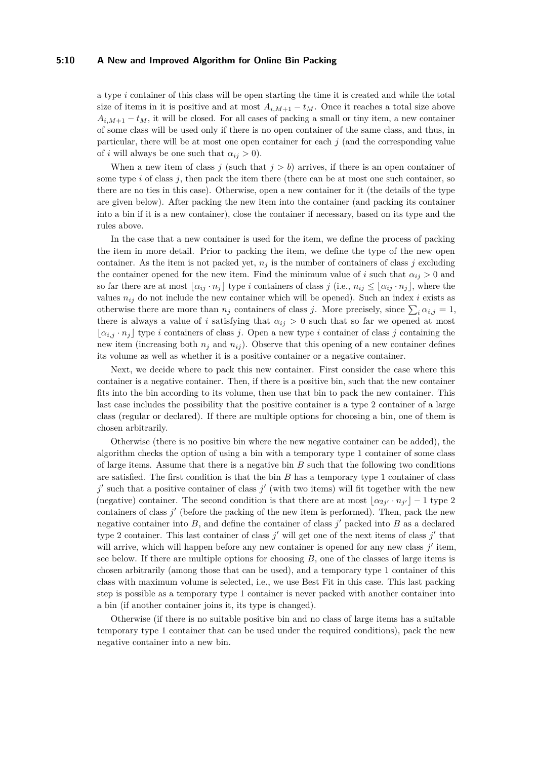a type $i$ container of this class will be open starting the time it is created and while the total size of items in it is positive and at most $A_{i,M+1} - t_M$. Once it reaches a total size above $A_{i,M+1} - t_M$, it will be closed. For all cases of packing a small or tiny item, a new container of some class will be used only if there is no open container of the same class, and thus, in particular, there will be at most one open container for each $j$ (and the corresponding value of $i$ will always be one such that $\alpha_{ij} > 0$).

When a new item of class $j$ (such that $j > b$) arrives, if there is an open container of some type $i$ of class $j$, then pack the item there (there can be at most one such container, so there are no ties in this case). Otherwise, open a new container for it (the details of the type are given below). After packing the new item into the container (and packing its container into a bin if it is a new container), close the container if necessary, based on its type and the rules above.

In the case that a new container is used for the item, we define the process of packing the item in more detail. Prior to packing the item, we define the type of the new open container. As the item is not packed yet, $n_j$ is the number of containers of class $j$ excluding the container opened for the new item. Find the minimum value of $i$ such that $\alpha_{ij} > 0$ and so far there are at most $\lfloor \alpha_{ij} \cdot n_j \rfloor$ type $i$ containers of class $j$ (i.e., $n_{ij} \leq \lfloor \alpha_{ij} \cdot n_j \rfloor$, where the values $n_{ij}$ do not include the new container which will be opened). Such an index $i$ exists as otherwise there are more than $n_j$ containers of class $j$. More precisely, since $\sum_i \alpha_{i,j} = 1$, there is always a value of $i$ satisfying that $\alpha_{ij} > 0$ such that so far we opened at most $\lfloor \alpha_{i,j} \cdot n_j \rfloor$ type $i$ containers of class $j$. Open a new type $i$ container of class $j$ containing the new item (increasing both $n_j$ and $n_{ij}$). Observe that this opening of a new container defines its volume as well as whether it is a positive container or a negative container.

Next, we decide where to pack this new container. First consider the case where this container is a negative container. Then, if there is a positive bin, such that the new container fits into the bin according to its volume, then use that bin to pack the new container. This last case includes the possibility that the positive container is a type 2 container of a large class (regular or declared). If there are multiple options for choosing a bin, one of them is chosen arbitrarily.

Otherwise (there is no positive bin where the new negative container can be added), the algorithm checks the option of using a bin with a temporary type 1 container of some class of large items. Assume that there is a negative bin $B$ such that the following two conditions are satisfied. The first condition is that the bin $B$ has a temporary type 1 container of class $j'$ such that a positive container of class $j'$ (with two items) will fit together with the new (negative) container. The second condition is that there are at most $\lfloor \alpha_{2j'} \cdot n_{j'} \rfloor - 1$ type 2 containers of class $j'$ (before the packing of the new item is performed). Then, pack the new negative container into $B$, and define the container of class $j'$ packed into $B$ as a declared type 2 container. This last container of class $j'$ will get one of the next items of class $j'$ that will arrive, which will happen before any new container is opened for any new class $j'$ item, see below. If there are multiple options for choosing $B$, one of the classes of large items is chosen arbitrarily (among those that can be used), and a temporary type 1 container of this class with maximum volume is selected, i.e., we use Best Fit in this case. This last packing step is possible as a temporary type 1 container is never packed with another container into a bin (if another container joins it, its type is changed).

Otherwise (if there is no suitable positive bin and no class of large items has a suitable temporary type 1 container that can be used under the required conditions), pack the new negative container into a new bin.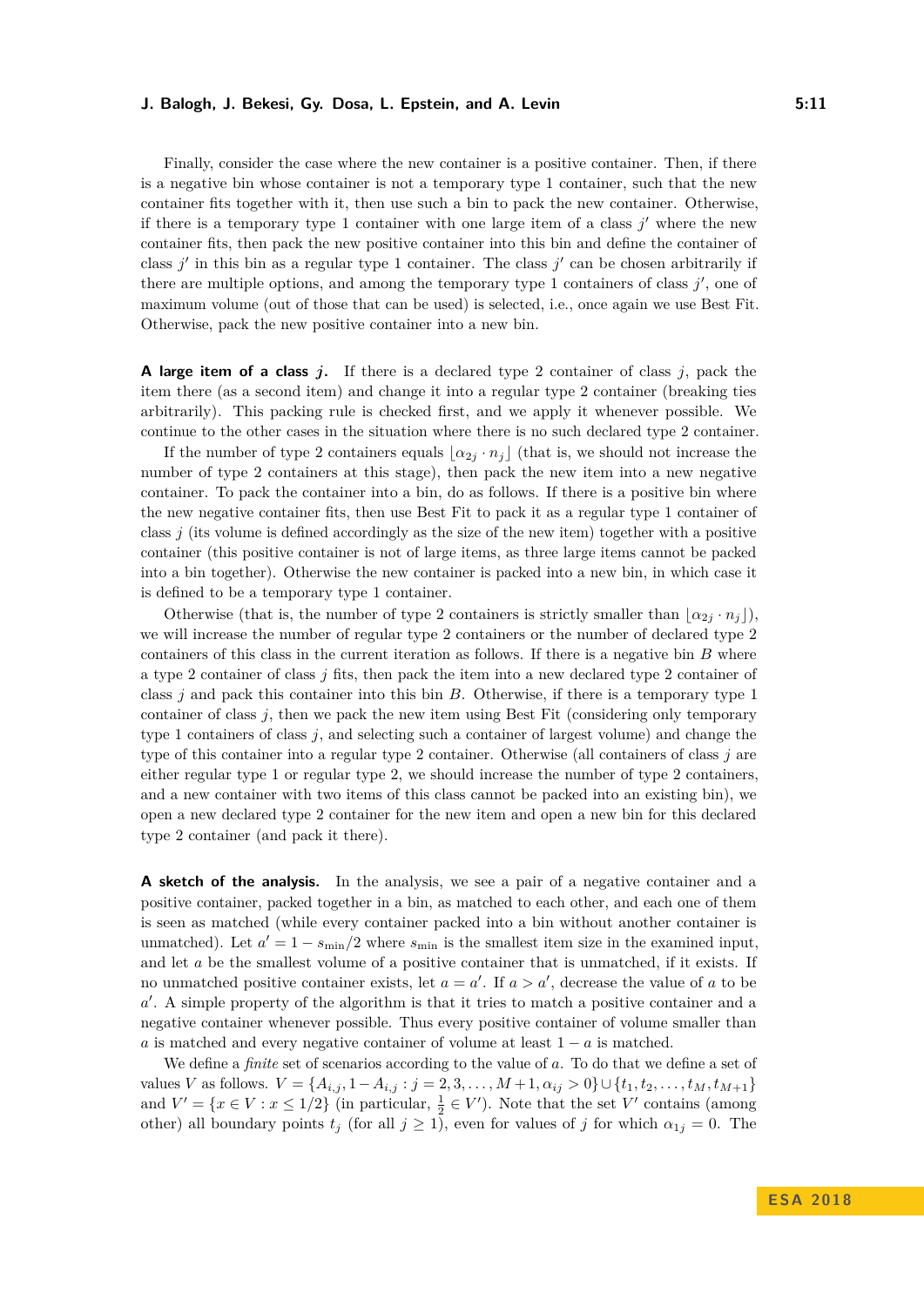Finally, consider the case where the new container is a positive container. Then, if there is a negative bin whose container is not a temporary type 1 container, such that the new container fits together with it, then use such a bin to pack the new container. Otherwise, if there is a temporary type 1 container with one large item of a class $j'$ where the new container fits, then pack the new positive container into this bin and define the container of class $j'$ in this bin as a regular type 1 container. The class $j'$ can be chosen arbitrarily if there are multiple options, and among the temporary type 1 containers of class $j'$, one of maximum volume (out of those that can be used) is selected, i.e., once again we use Best Fit. Otherwise, pack the new positive container into a new bin.

**A large item of a class $j$.** If there is a declared type 2 container of class $j$, pack the item there (as a second item) and change it into a regular type 2 container (breaking ties arbitrarily). This packing rule is checked first, and we apply it whenever possible. We continue to the other cases in the situation where there is no such declared type 2 container.

If the number of type 2 containers equals $\lfloor \alpha_{2j} \cdot n_j \rfloor$ (that is, we should not increase the number of type 2 containers at this stage), then pack the new item into a new negative container. To pack the container into a bin, do as follows. If there is a positive bin where the new negative container fits, then use Best Fit to pack it as a regular type 1 container of class $j$ (its volume is defined accordingly as the size of the new item) together with a positive container (this positive container is not of large items, as three large items cannot be packed into a bin together). Otherwise the new container is packed into a new bin, in which case it is defined to be a temporary type 1 container.

Otherwise (that is, the number of type 2 containers is strictly smaller than $\lfloor \alpha_{2j} \cdot n_j \rfloor$), we will increase the number of regular type 2 containers or the number of declared type 2 containers of this class in the current iteration as follows. If there is a negative bin $B$ where a type 2 container of class $j$ fits, then pack the item into a new declared type 2 container of class $j$ and pack this container into this bin $B$. Otherwise, if there is a temporary type 1 container of class $j$, then we pack the new item using Best Fit (considering only temporary type 1 containers of class $j$, and selecting such a container of largest volume) and change the type of this container into a regular type 2 container. Otherwise (all containers of class $j$ are either regular type 1 or regular type 2, we should increase the number of type 2 containers, and a new container with two items of this class cannot be packed into an existing bin), we open a new declared type 2 container for the new item and open a new bin for this declared type 2 container (and pack it there).

**A sketch of the analysis.** In the analysis, we see a pair of a negative container and a positive container, packed together in a bin, as matched to each other, and each one of them is seen as matched (while every container packed into a bin without another container is unmatched). Let $a' = 1 - s_{\min}/2$ where $s_{\min}$ is the smallest item size in the examined input, and let $a$ be the smallest volume of a positive container that is unmatched, if it exists. If no unmatched positive container exists, let $a = a'$. If $a > a'$, decrease the value of $a$ to be $a'$. A simple property of the algorithm is that it tries to match a positive container and a negative container whenever possible. Thus every positive container of volume smaller than $a$ is matched and every negative container of volume at least $1 - a$ is matched.

We define a *finite* set of scenarios according to the value of $a$. To do that we define a set of values $V$ as follows. $V = \{A_{i,j}, 1 - A_{i,j} : j = 2, 3, \ldots, M+1, \alpha_{ij} > 0\} \cup \{t_1, t_2, \ldots, t_M, t_{M+1}\}$ and $V' = \{x \in V : x \leq 1/2\}$ (in particular, $\frac{1}{2} \in V'$). Note that the set $V'$ contains (among other) all boundary points $t_j$ (for all $j \geq 1$), even for values of $j$ for which $\alpha_{1j} = 0$. The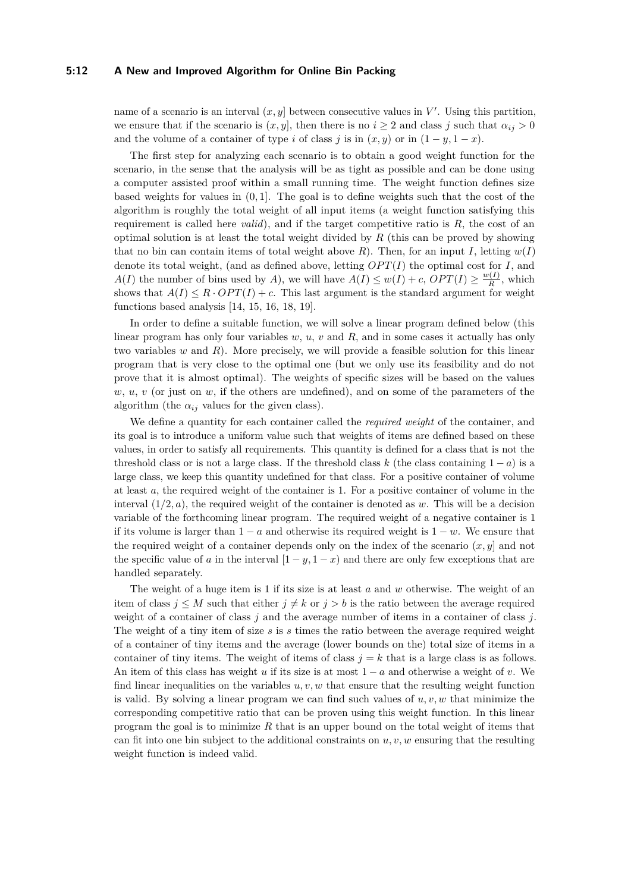name of a scenario is an interval $(x, y]$ between consecutive values in $V'$. Using this partition, we ensure that if the scenario is $(x, y]$, then there is no $i \geq 2$ and class $j$ such that $\alpha_{ij} > 0$ and the volume of a container of type $i$ of class $j$ is in $(x, y)$ or in $(1 - y, 1 - x)$.

The first step for analyzing each scenario is to obtain a good weight function for the scenario, in the sense that the analysis will be as tight as possible and can be done using a computer assisted proof within a small running time. The weight function defines size based weights for values in $(0, 1]$. The goal is to define weights such that the cost of the algorithm is roughly the total weight of all input items (a weight function satisfying this requirement is called here *valid*), and if the target competitive ratio is $R$, the cost of an optimal solution is at least the total weight divided by $R$ (this can be proved by showing that no bin can contain items of total weight above $R$). Then, for an input $I$, letting $w(I)$ denote its total weight, (and as defined above, letting $OPT(I)$ the optimal cost for $I$, and $A(I)$ the number of bins used by $A$), we will have $A(I) \leq w(I) + c$, $OPT(I) \geq \frac{w(I)}{R}$, which shows that $A(I) \leq R \cdot OPT(I) + c$. This last argument is the standard argument for weight functions based analysis [14, 15, 16, 18, 19].

In order to define a suitable function, we will solve a linear program defined below (this linear program has only four variables $w$, $u$, $v$ and $R$, and in some cases it actually has only two variables $w$ and $R$). More precisely, we will provide a feasible solution for this linear program that is very close to the optimal one (but we only use its feasibility and do not prove that it is almost optimal). The weights of specific sizes will be based on the values $w$, $u$, $v$ (or just on $w$, if the others are undefined), and on some of the parameters of the algorithm (the $\alpha_{ij}$ values for the given class).

We define a quantity for each container called the *required weight* of the container, and its goal is to introduce a uniform value such that weights of items are defined based on these values, in order to satisfy all requirements. This quantity is defined for a class that is not the threshold class or is not a large class. If the threshold class $k$ (the class containing $1 - a$) is a large class, we keep this quantity undefined for that class. For a positive container of volume at least $a$, the required weight of the container is 1. For a positive container of volume in the interval $(1/2, a)$, the required weight of the container is denoted as $w$. This will be a decision variable of the forthcoming linear program. The required weight of a negative container is 1 if its volume is larger than $1 - a$ and otherwise its required weight is $1 - w$. We ensure that the required weight of a container depends only on the index of the scenario $(x, y]$ and not the specific value of $a$ in the interval $[1 - y, 1 - x)$ and there are only few exceptions that are handled separately.

The weight of a huge item is 1 if its size is at least $a$ and $w$ otherwise. The weight of an item of class $j \leq M$ such that either $j \neq k$ or $j > b$ is the ratio between the average required weight of a container of class $j$ and the average number of items in a container of class $j$. The weight of a tiny item of size $s$ is $s$ times the ratio between the average required weight of a container of tiny items and the average (lower bounds on the) total size of items in a container of tiny items. The weight of items of class $j = k$ that is a large class is as follows. An item of this class has weight $u$ if its size is at most $1 - a$ and otherwise a weight of $v$. We find linear inequalities on the variables $u, v, w$ that ensure that the resulting weight function is valid. By solving a linear program we can find such values of $u, v, w$ that minimize the corresponding competitive ratio that can be proven using this weight function. In this linear program the goal is to minimize $R$ that is an upper bound on the total weight of items that can fit into one bin subject to the additional constraints on $u, v, w$ ensuring that the resulting weight function is indeed valid.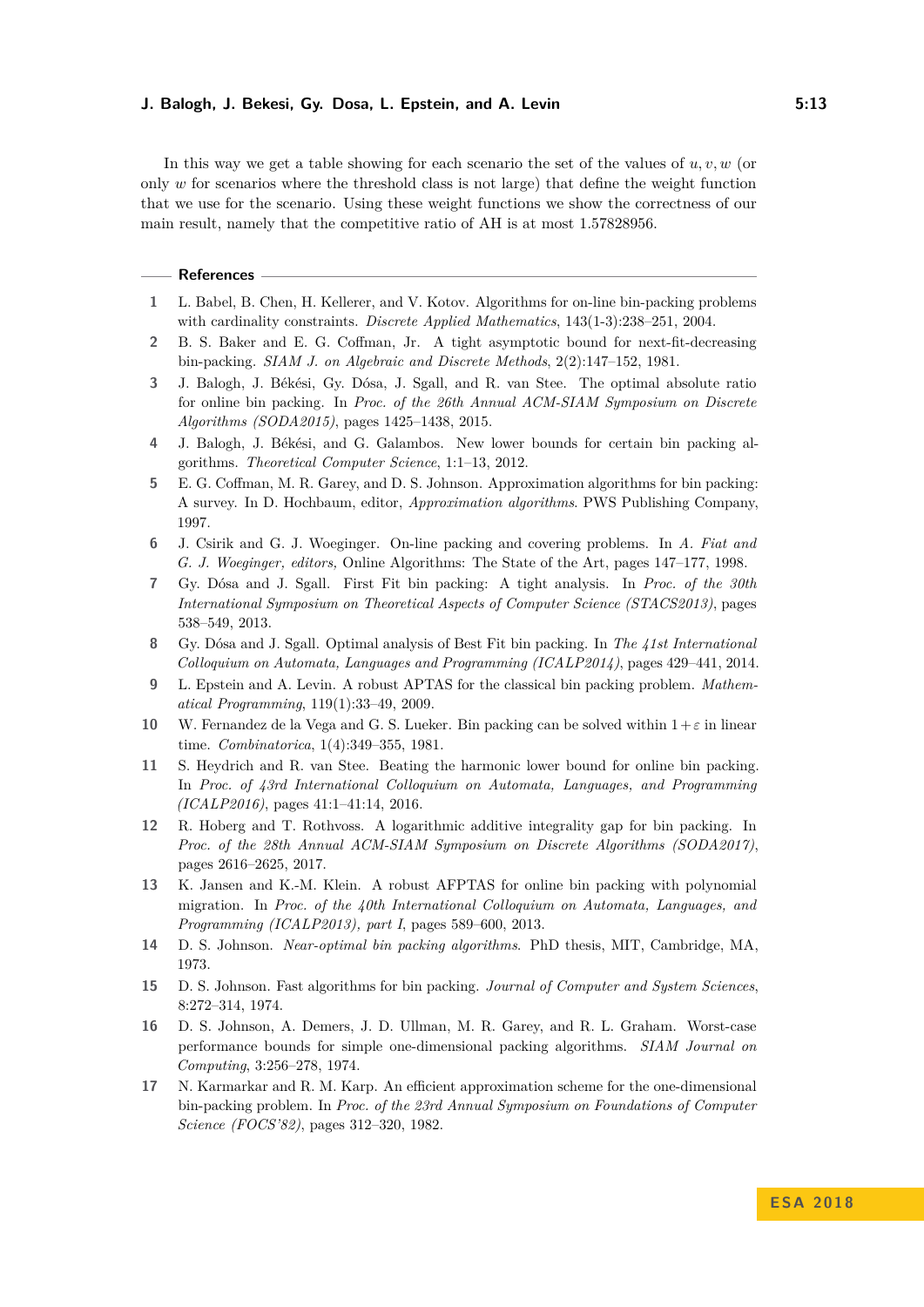In this way we get a table showing for each scenario the set of the values of $u, v, w$ (or only $w$ for scenarios where the threshold class is not large) that define the weight function that we use for the scenario. Using these weight functions we show the correctness of our main result, namely that the competitive ratio of AH is at most 1.57828956.

## References

1. L. Babel, B. Chen, H. Kellerer, and V. Kotov. Algorithms for on-line bin-packing problems with cardinality constraints. *Discrete Applied Mathematics*, 143(1-3):238–251, 2004.
2. B. S. Baker and E. G. Coffman, Jr. A tight asymptotic bound for next-fit-decreasing bin-packing. *SIAM J. on Algebraic and Discrete Methods*, 2(2):147–152, 1981.
3. J. Balogh, J. Békési, Gy. Dósa, J. Sgall, and R. van Stee. The optimal absolute ratio for online bin packing. In *Proc. of the 26th Annual ACM-SIAM Symposium on Discrete Algorithms (SODA2015)*, pages 1425–1438, 2015.
4. J. Balogh, J. Békési, and G. Galambos. New lower bounds for certain bin packing algorithms. *Theoretical Computer Science*, 1:1–13, 2012.
5. E. G. Coffman, M. R. Garey, and D. S. Johnson. Approximation algorithms for bin packing: A survey. In D. Hochbaum, editor, *Approximation algorithms*. PWS Publishing Company, 1997.
6. J. Csirik and G. J. Woeginger. On-line packing and covering problems. In *A. Fiat and G. J. Woeginger, editors,* Online Algorithms: The State of the Art, pages 147–177, 1998.
7. Gy. Dósa and J. Sgall. First Fit bin packing: A tight analysis. In *Proc. of the 30th International Symposium on Theoretical Aspects of Computer Science (STACS2013)*, pages 538–549, 2013.
8. Gy. Dósa and J. Sgall. Optimal analysis of Best Fit bin packing. In *The 41st International Colloquium on Automata, Languages and Programming (ICALP2014)*, pages 429–441, 2014.
9. L. Epstein and A. Levin. A robust APTAS for the classical bin packing problem. *Mathematical Programming*, 119(1):33–49, 2009.
10. W. Fernandez de la Vega and G. S. Lueker. Bin packing can be solved within $1+\varepsilon$ in linear time. *Combinatorica*, 1(4):349–355, 1981.
11. S. Heydrich and R. van Stee. Beating the harmonic lower bound for online bin packing. In *Proc. of 43rd International Colloquium on Automata, Languages, and Programming (ICALP2016)*, pages 41:1–41:14, 2016.
12. R. Hoberg and T. Rothvoss. A logarithmic additive integrality gap for bin packing. In *Proc. of the 28th Annual ACM-SIAM Symposium on Discrete Algorithms (SODA2017)*, pages 2616–2625, 2017.
13. K. Jansen and K.-M. Klein. A robust AFPTAS for online bin packing with polynomial migration. In *Proc. of the 40th International Colloquium on Automata, Languages, and Programming (ICALP2013), part I*, pages 589–600, 2013.
14. D. S. Johnson. *Near-optimal bin packing algorithms*. PhD thesis, MIT, Cambridge, MA, 1973.
15. D. S. Johnson. Fast algorithms for bin packing. *Journal of Computer and System Sciences*, 8:272–314, 1974.
16. D. S. Johnson, A. Demers, J. D. Ullman, M. R. Garey, and R. L. Graham. Worst-case performance bounds for simple one-dimensional packing algorithms. *SIAM Journal on Computing*, 3:256–278, 1974.
17. N. Karmarkar and R. M. Karp. An efficient approximation scheme for the one-dimensional bin-packing problem. In *Proc. of the 23rd Annual Symposium on Foundations of Computer Science (FOCS'82)*, pages 312–320, 1982.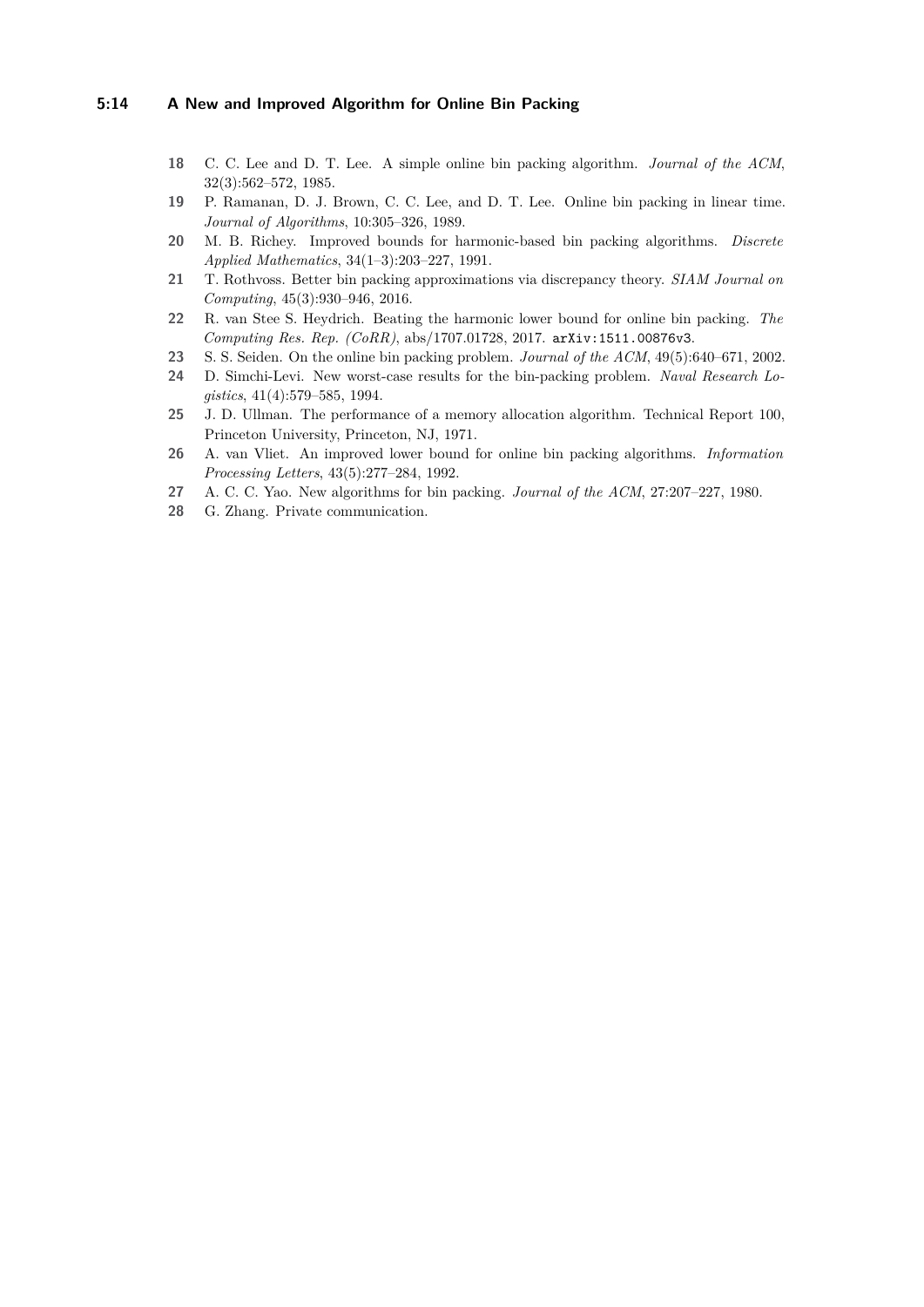18 C. C. Lee and D. T. Lee. A simple online bin packing algorithm. *Journal of the ACM*, 32(3):562–572, 1985.

19 P. Ramanan, D. J. Brown, C. C. Lee, and D. T. Lee. Online bin packing in linear time. *Journal of Algorithms*, 10:305–326, 1989.

20 M. B. Richey. Improved bounds for harmonic-based bin packing algorithms. *Discrete Applied Mathematics*, 34(1–3):203–227, 1991.

21 T. Rothvoss. Better bin packing approximations via discrepancy theory. *SIAM Journal on Computing*, 45(3):930–946, 2016.

22 R. van Stee S. Heydrich. Beating the harmonic lower bound for online bin packing. *The Computing Res. Rep. (CoRR)*, abs/1707.01728, 2017. `arXiv:1511.00876v3`.

23 S. S. Seiden. On the online bin packing problem. *Journal of the ACM*, 49(5):640–671, 2002.

24 D. Simchi-Levi. New worst-case results for the bin-packing problem. *Naval Research Logistics*, 41(4):579–585, 1994.

25 J. D. Ullman. The performance of a memory allocation algorithm. Technical Report 100, Princeton University, Princeton, NJ, 1971.

26 A. van Vliet. An improved lower bound for online bin packing algorithms. *Information Processing Letters*, 43(5):277–284, 1992.

27 A. C. C. Yao. New algorithms for bin packing. *Journal of the ACM*, 27:207–227, 1980.

28 G. Zhang. Private communication.